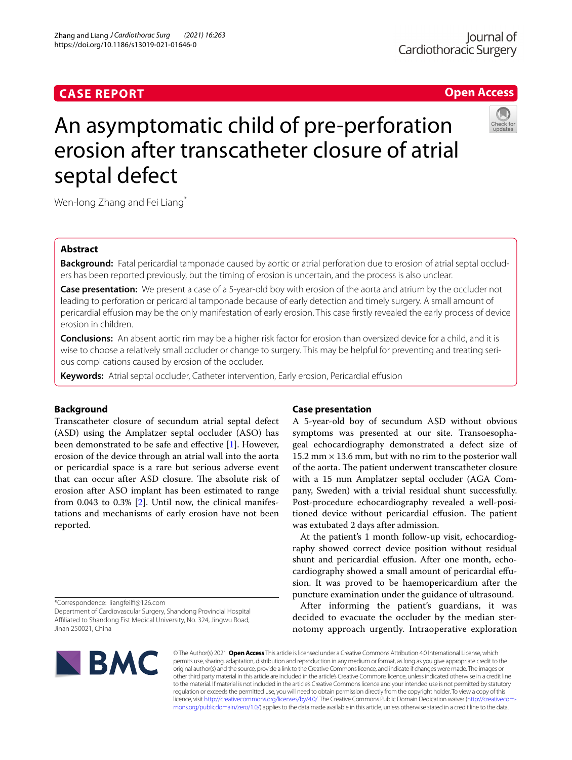CASE REPORT

Open Access

# An asymptomatic child of pre-perforation erosion after transcatheter closure of atrial septal defect

Wen-long Zhang and Fei Liang*

## Abstract

**Background:** Fatal pericardial tamponade caused by aortic or atrial perforation due to erosion of atrial septal occluders has been reported previously, but the timing of erosion is uncertain, and the process is also unclear.

**Case presentation:** We present a case of a 5-year-old boy with erosion of the aorta and atrium by the occluder not leading to perforation or pericardial tamponade because of early detection and timely surgery. A small amount of pericardial effusion may be the only manifestation of early erosion. This case firstly revealed the early process of device erosion in children.

**Conclusions:** An absent aortic rim may be a higher risk factor for erosion than oversized device for a child, and it is wise to choose a relatively small occluder or change to surgery. This may be helpful for preventing and treating serious complications caused by erosion of the occluder.

**Keywords:** Atrial septal occluder, Catheter intervention, Early erosion, Pericardial effusion

## Background

Transcatheter closure of secundum atrial septal defect (ASD) using the Amplatzer septal occluder (ASO) has been demonstrated to be safe and effective [1]. However, erosion of the device through an atrial wall into the aorta or pericardial space is a rare but serious adverse event that can occur after ASD closure. The absolute risk of erosion after ASO implant has been estimated to range from 0.043 to 0.3% [2]. Until now, the clinical manifestations and mechanisms of early erosion have not been reported.

## Case presentation

A 5-year-old boy of secundum ASD without obvious symptoms was presented at our site. Transoesophageal echocardiography demonstrated a defect size of 15.2 mm × 13.6 mm, but with no rim to the posterior wall of the aorta. The patient underwent transcatheter closure with a 15 mm Amplatzer septal occluder (AGA Company, Sweden) with a trivial residual shunt successfully. Post-procedure echocardiography revealed a well-positioned device without pericardial effusion. The patient was extubated 2 days after admission.

At the patient's 1 month follow-up visit, echocardiography showed correct device position without residual shunt and pericardial effusion. After one month, echocardiography showed a small amount of pericardial effusion. It was proved to be haemopericardium after the puncture examination under the guidance of ultrasound.

After informing the patient's guardians, it was decided to evacuate the occluder by the median sternotomy approach urgently. Intraoperative exploration

*Correspondence: liangfeilfi@126.com
Department of Cardiovascular Surgery, Shandong Provincial Hospital Affiliated to Shandong Fist Medical University, No. 324, Jingwu Road, Jinan 250021, China

© The Author(s) 2021. Open Access This article is licensed under a Creative Commons Attribution 4.0 International License, which permits use, sharing, adaptation, distribution and reproduction in any medium or format, as long as you give appropriate credit to the original author(s) and the source, provide a link to the Creative Commons licence, and indicate if changes were made. The images or other third party material in this article are included in the article's Creative Commons licence, unless indicated otherwise in a credit line to the material. If material is not included in the article's Creative Commons licence and your intended use is not permitted by statutory regulation or exceeds the permitted use, you will need to obtain permission directly from the copyright holder. To view a copy of this licence, visit http://creativecommons.org/licenses/by/4.0/. The Creative Commons Public Domain Dedication waiver (http://creativecommons.org/publicdomain/zero/1.0/) applies to the data made available in this article, unless otherwise stated in a credit line to the data.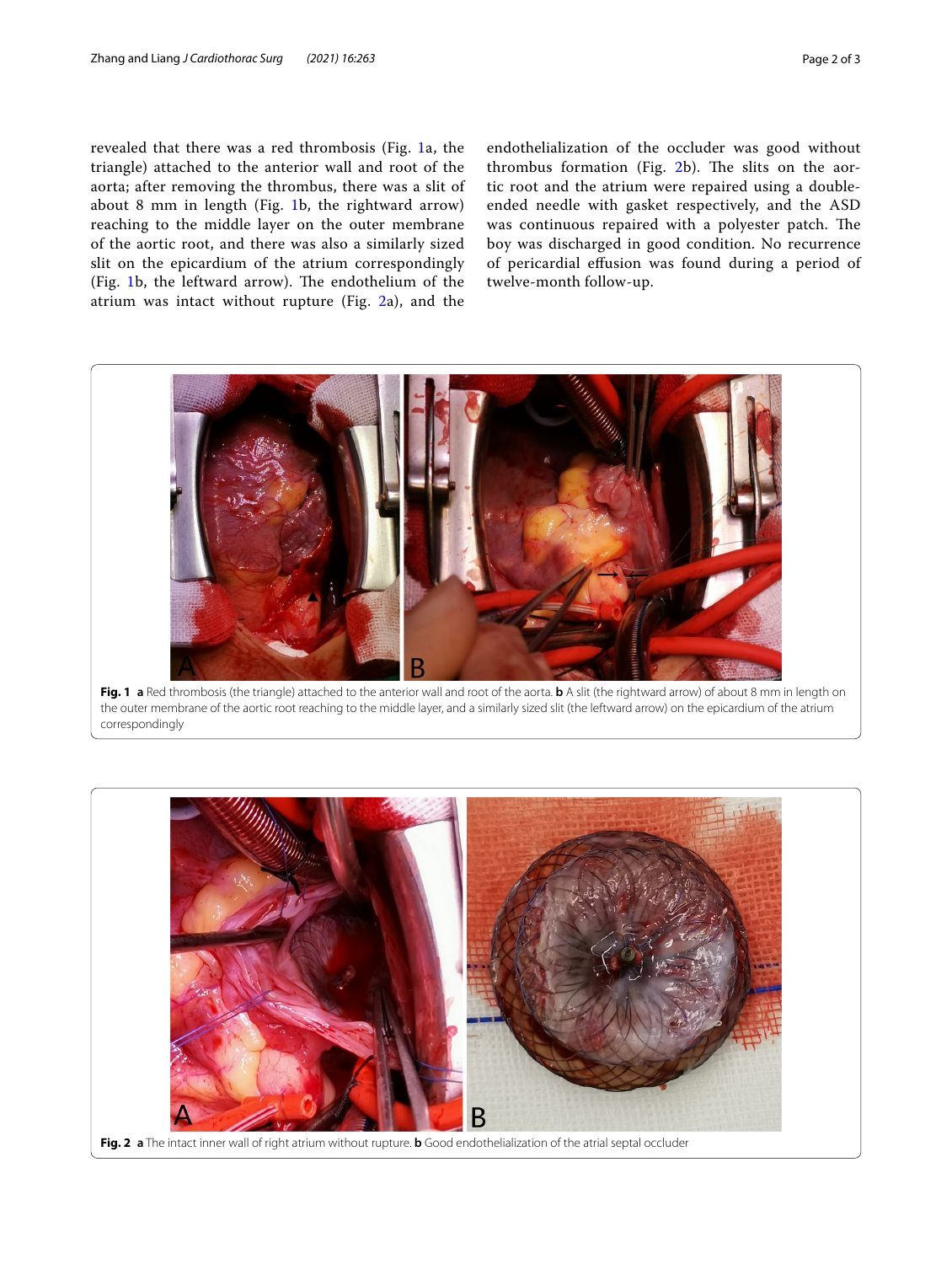revealed that there was a red thrombosis (Fig. 1a, the triangle) attached to the anterior wall and root of the aorta; after removing the thrombus, there was a slit of about 8 mm in length (Fig. 1b, the rightward arrow) reaching to the middle layer on the outer membrane of the aortic root, and there was also a similarly sized slit on the epicardium of the atrium correspondingly (Fig. 1b, the leftward arrow). The endothelium of the atrium was intact without rupture (Fig. 2a), and the endothelialization of the occluder was good without thrombus formation (Fig. 2b). The slits on the aortic root and the atrium were repaired using a double-ended needle with gasket respectively, and the ASD was continuous repaired with a polyester patch. The boy was discharged in good condition. No recurrence of pericardial effusion was found during a period of twelve-month follow-up.

**Fig. 1** **a** Red thrombosis (the triangle) attached to the anterior wall and root of the aorta. **b** A slit (the rightward arrow) of about 8 mm in length on the outer membrane of the aortic root reaching to the middle layer, and a similarly sized slit (the leftward arrow) on the epicardium of the atrium correspondingly

**Fig. 2** **a** The intact inner wall of right atrium without rupture. **b** Good endothelialization of the atrial septal occluder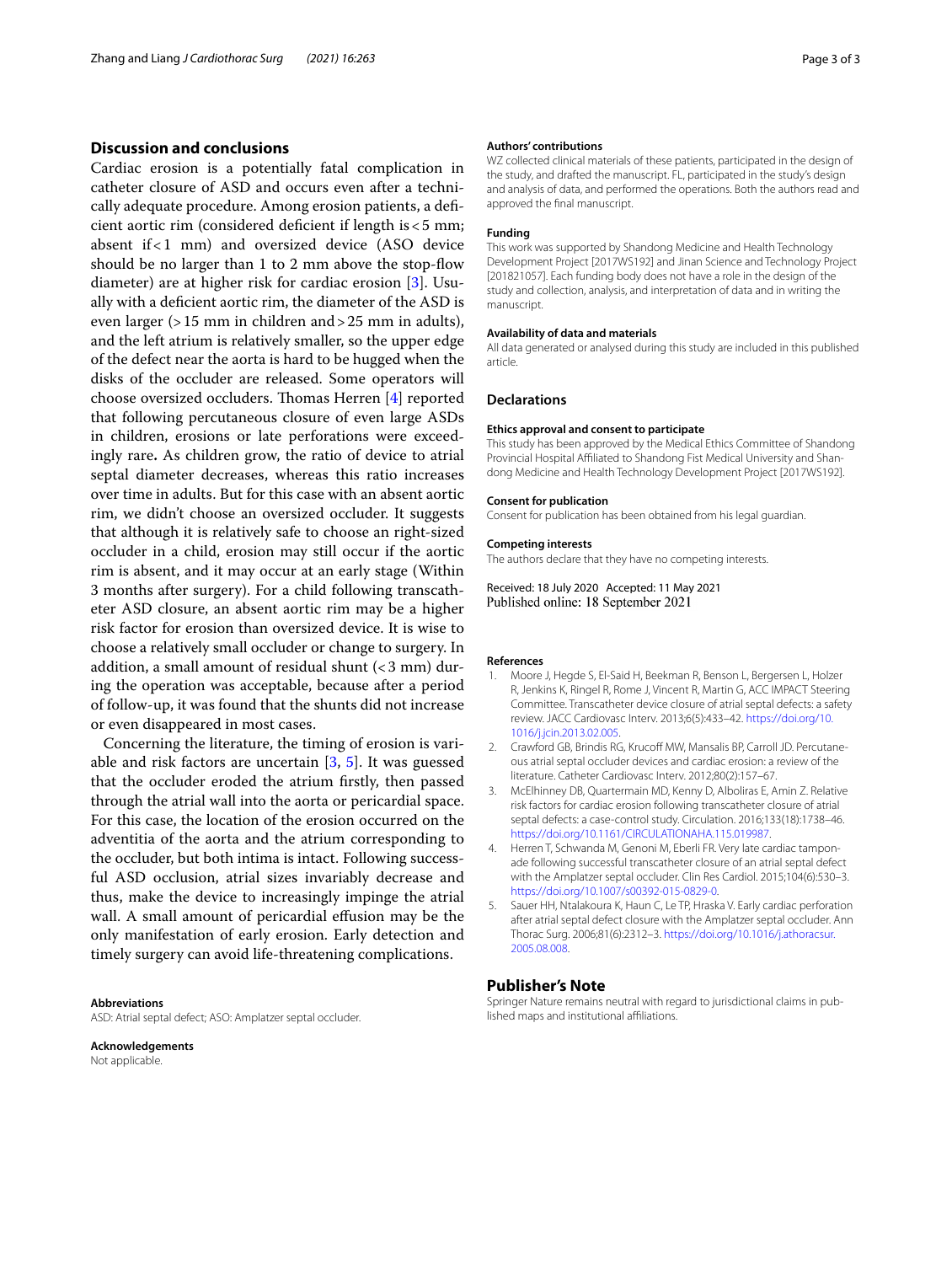## Discussion and conclusions

Cardiac erosion is a potentially fatal complication in catheter closure of ASD and occurs even after a technically adequate procedure. Among erosion patients, a deficient aortic rim (considered deficient if length is < 5 mm; absent if < 1 mm) and oversized device (ASO device should be no larger than 1 to 2 mm above the stop-flow diameter) are at higher risk for cardiac erosion [3]. Usually with a deficient aortic rim, the diameter of the ASD is even larger (> 15 mm in children and > 25 mm in adults), and the left atrium is relatively smaller, so the upper edge of the defect near the aorta is hard to be hugged when the disks of the occluder are released. Some operators will choose oversized occluders. Thomas Herren [4] reported that following percutaneous closure of even large ASDs in children, erosions or late perforations were exceedingly rare**.** As children grow, the ratio of device to atrial septal diameter decreases, whereas this ratio increases over time in adults. But for this case with an absent aortic rim, we didn't choose an oversized occluder. It suggests that although it is relatively safe to choose an right-sized occluder in a child, erosion may still occur if the aortic rim is absent, and it may occur at an early stage (Within 3 months after surgery). For a child following transcatheter ASD closure, an absent aortic rim may be a higher risk factor for erosion than oversized device. It is wise to choose a relatively small occluder or change to surgery. In addition, a small amount of residual shunt (< 3 mm) during the operation was acceptable, because after a period of follow-up, it was found that the shunts did not increase or even disappeared in most cases.

Concerning the literature, the timing of erosion is variable and risk factors are uncertain [3, 5]. It was guessed that the occluder eroded the atrium firstly, then passed through the atrial wall into the aorta or pericardial space. For this case, the location of the erosion occurred on the adventitia of the aorta and the atrium corresponding to the occluder, but both intima is intact. Following successful ASD occlusion, atrial sizes invariably decrease and thus, make the device to increasingly impinge the atrial wall. A small amount of pericardial effusion may be the only manifestation of early erosion. Early detection and timely surgery can avoid life-threatening complications.

#### Abbreviations
ASD: Atrial septal defect; ASO: Amplatzer septal occluder.

#### Acknowledgements
Not applicable.

#### Authors' contributions
WZ collected clinical materials of these patients, participated in the design of the study, and drafted the manuscript. FL, participated in the study's design and analysis of data, and performed the operations. Both the authors read and approved the final manuscript.

#### Funding
This work was supported by Shandong Medicine and Health Technology Development Project [2017WS192] and Jinan Science and Technology Project [201821057]. Each funding body does not have a role in the design of the study and collection, analysis, and interpretation of data and in writing the manuscript.

#### Availability of data and materials
All data generated or analysed during this study are included in this published article.

## Declarations

#### Ethics approval and consent to participate
This study has been approved by the Medical Ethics Committee of Shandong Provincial Hospital Affiliated to Shandong Fist Medical University and Shandong Medicine and Health Technology Development Project [2017WS192].

#### Consent for publication
Consent for publication has been obtained from his legal guardian.

#### Competing interests
The authors declare that they have no competing interests.

Received: 18 July 2020 Accepted: 11 May 2021
Published online: 18 September 2021

#### References

1. Moore J, Hegde S, El-Said H, Beekman R, Benson L, Bergersen L, Holzer R, Jenkins K, Ringel R, Rome J, Vincent R, Martin G, ACC IMPACT Steering Committee. Transcatheter device closure of atrial septal defects: a safety review. JACC Cardiovasc Interv. 2013;6(5):433–42. https://doi.org/10.1016/j.jcin.2013.02.005.
2. Crawford GB, Brindis RG, Krucoff MW, Mansalis BP, Carroll JD. Percutaneous atrial septal occluder devices and cardiac erosion: a review of the literature. Catheter Cardiovasc Interv. 2012;80(2):157–67.
3. McElhinney DB, Quartermain MD, Kenny D, Alboliras E, Amin Z. Relative risk factors for cardiac erosion following transcatheter closure of atrial septal defects: a case-control study. Circulation. 2016;133(18):1738–46. https://doi.org/10.1161/CIRCULATIONAHA.115.019987.
4. Herren T, Schwanda M, Genoni M, Eberli FR. Very late cardiac tamponade following successful transcatheter closure of an atrial septal defect with the Amplatzer septal occluder. Clin Res Cardiol. 2015;104(6):530–3. https://doi.org/10.1007/s00392-015-0829-0.
5. Sauer HH, Ntalakoura K, Haun C, Le TP, Hraska V. Early cardiac perforation after atrial septal defect closure with the Amplatzer septal occluder. Ann Thorac Surg. 2006;81(6):2312–3. https://doi.org/10.1016/j.athoracsur.2005.08.008.

## Publisher's Note

Springer Nature remains neutral with regard to jurisdictional claims in published maps and institutional affiliations.